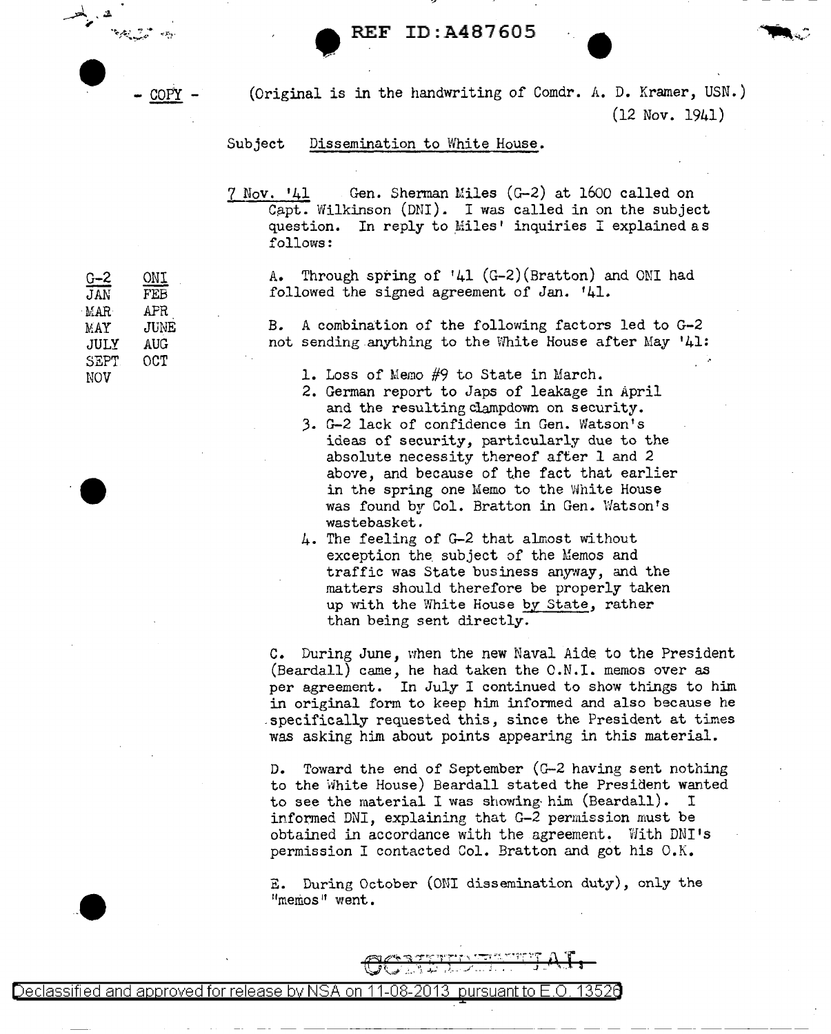REF ID:A487605

- COPY -

(Original is in the handwriting of Comdr. A. D. Kramer, USN.)
(12 Nov. 1941)

Subject Dissemination to White House.

| G-2 | ONI |
|---|---|
| JAN | FEB |
| MAR | APR |
| MAY | JUNE |
| JULY | AUG |
| SEPT | OCT |
| NOV | |

7 Nov. '41 Gen. Sherman Miles (G-2) at 1600 called on Capt. Wilkinson (DNI). I was called in on the subject question. In reply to Miles' inquiries I explained as follows:

A. Through spring of '41 (G-2)(Bratton) and ONI had followed the signed agreement of Jan. '41.

B. A combination of the following factors led to G-2 not sending anything to the White House after May '41:

1. Loss of Memo #9 to State in March.
2. German report to Japs of leakage in April and the resulting clampdown on security.
3. G-2 lack of confidence in Gen. Watson's ideas of security, particularly due to the absolute necessity thereof after 1 and 2 above, and because of the fact that earlier in the spring one Memo to the White House was found by Col. Bratton in Gen. Watson's wastebasket.
4. The feeling of G-2 that almost without exception the subject of the Memos and traffic was State business anyway, and the matters should therefore be properly taken up with the White House by State, rather than being sent directly.

C. During June, when the new Naval Aide to the President (Beardall) came, he had taken the O.N.I. memos over as per agreement. In July I continued to show things to him in original form to keep him informed and also because he specifically requested this, since the President at times was asking him about points appearing in this material.

D. Toward the end of September (G-2 having sent nothing to the White House) Beardall stated the President wanted to see the material I was showing him (Beardall). I informed DNI, explaining that G-2 permission must be obtained in accordance with the agreement. With DNI's permission I contacted Col. Bratton and got his O.K.

E. During October (ONI dissemination duty), only the "memos" went.

CONFIDENTIAL

Declassified and approved for release by NSA on 11-08-2013 pursuant to E.O. 13526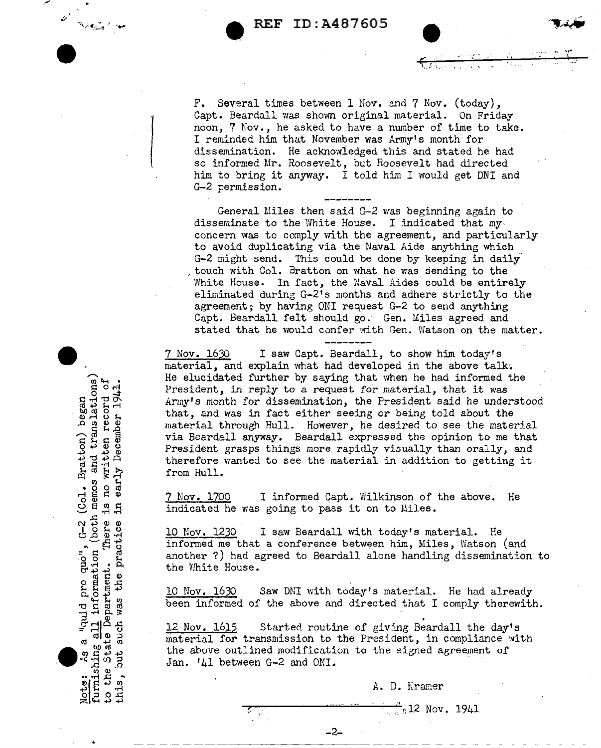REF ID:A487605

F. Several times between 1 Nov. and 7 Nov. (today), Capt. Beardall was shown original material. On Friday noon, 7 Nov., he asked to have a number of time to take. I reminded him that November was Army's month for dissemination. He acknowledged this and stated he had so informed Mr. Roosevelt, but Roosevelt had directed him to bring it anyway. I told him I would get DNI and G-2 permission.

---

General Miles then said G-2 was beginning again to disseminate to the White House. I indicated that my concern was to comply with the agreement, and particularly to avoid duplicating via the Naval Aide anything which G-2 might send. This could be done by keeping in daily touch with Col. Bratton on what he was sending to the White House. In fact, the Naval Aides could be entirely eliminated during G-2's months and adhere strictly to the agreement; by having ONI request G-2 to send anything Capt. Beardall felt should go. Gen. Miles agreed and stated that he would confer with Gen. Watson on the matter.

---

7 Nov. 1630 I saw Capt. Beardall, to show him today's material, and explain what had developed in the above talk. He elucidated further by saying that when he had informed the President, in reply to a request for material, that it was Army's month for dissemination, the President said he understood that, and was in fact either seeing or being told about the material through Hull. However, he desired to see the material via Beardall anyway. Beardall expressed the opinion to me that President grasps things more rapidly visually than orally, and therefore wanted to see the material in addition to getting it from Hull.

7 Nov. 1700 I informed Capt. Wilkinson of the above. He indicated he was going to pass it on to Miles.

10 Nov. 1230 I saw Beardall with today's material. He informed me that a conference between him, Miles, Watson (and another ?) had agreed to Beardall alone handling dissemination to the White House.

10 Nov. 1630 Saw DNI with today's material. He had already been informed of the above and directed that I comply therewith.

12 Nov. 1615 Started routine of giving Beardall the day's material for transmission to the President, in compliance with the above outlined modification to the signed agreement of Jan. '41 between G-2 and ONI.

A. D. Kramer

12 Nov. 1941

Note: As a "quid pro quo", G-2 (Col. Bratton) began furnishing all information (both memos and translations) to the State Department. There is no written record of this, but such was the practice in early December 1941.